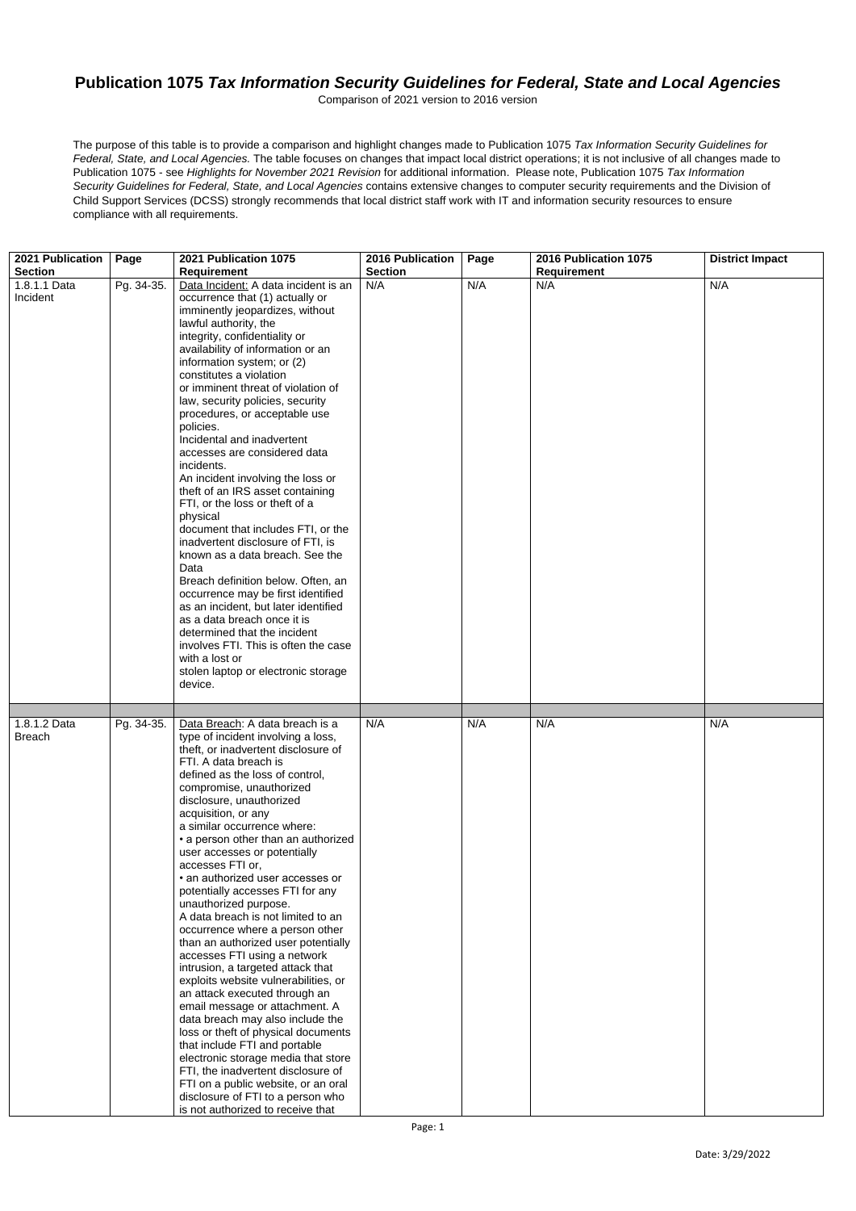# Publication 1075 *Tax Information Security Guidelines for Federal, State and Local Agencies*

Comparison of 2021 version to 2016 version

The purpose of this table is to provide a comparison and highlight changes made to Publication 1075 *Tax Information Security Guidelines for Federal, State, and Local Agencies.* The table focuses on changes that impact local district operations; it is not inclusive of all changes made to Publication 1075 - see *Highlights for November 2021 Revision* for additional information. Please note, Publication 1075 *Tax Information Security Guidelines for Federal, State, and Local Agencies* contains extensive changes to computer security requirements and the Division of Child Support Services (DCSS) strongly recommends that local district staff work with IT and information security resources to ensure compliance with all requirements.

| 2021 Publication Section | Page | 2021 Publication 1075 Requirement | 2016 Publication Section | Page | 2016 Publication 1075 Requirement | District Impact |
|---|---|---|---|---|---|---|
| 1.8.1.1 Data Incident | Pg. 34-35. | Data Incident: A data incident is an occurrence that (1) actually or imminently jeopardizes, without lawful authority, the integrity, confidentiality or availability of information or an information system; or (2) constitutes a violation or imminent threat of violation of law, security policies, security procedures, or acceptable use policies.<br>Incidental and inadvertent accesses are considered data incidents.<br>An incident involving the loss or theft of an IRS asset containing FTI, or the loss or theft of a physical document that includes FTI, or the inadvertent disclosure of FTI, is known as a data breach. See the Data Breach definition below. Often, an occurrence may be first identified as an incident, but later identified as a data breach once it is determined that the incident involves FTI. This is often the case with a lost or stolen laptop or electronic storage device. | N/A | N/A | N/A | N/A |
| | | | | | | |
| 1.8.1.2 Data Breach | Pg. 34-35. | Data Breach: A data breach is a type of incident involving a loss, theft, or inadvertent disclosure of FTI. A data breach is defined as the loss of control, compromise, unauthorized disclosure, unauthorized acquisition, or any a similar occurrence where:<br>• a person other than an authorized user accesses or potentially accesses FTI or,<br>• an authorized user accesses or potentially accesses FTI for any unauthorized purpose.<br>A data breach is not limited to an occurrence where a person other than an authorized user potentially accesses FTI using a network intrusion, a targeted attack that exploits website vulnerabilities, or an attack executed through an email message or attachment. A data breach may also include the loss or theft of physical documents that include FTI and portable electronic storage media that store FTI, the inadvertent disclosure of FTI on a public website, or an oral disclosure of FTI to a person who is not authorized to receive that | N/A | N/A | N/A | N/A |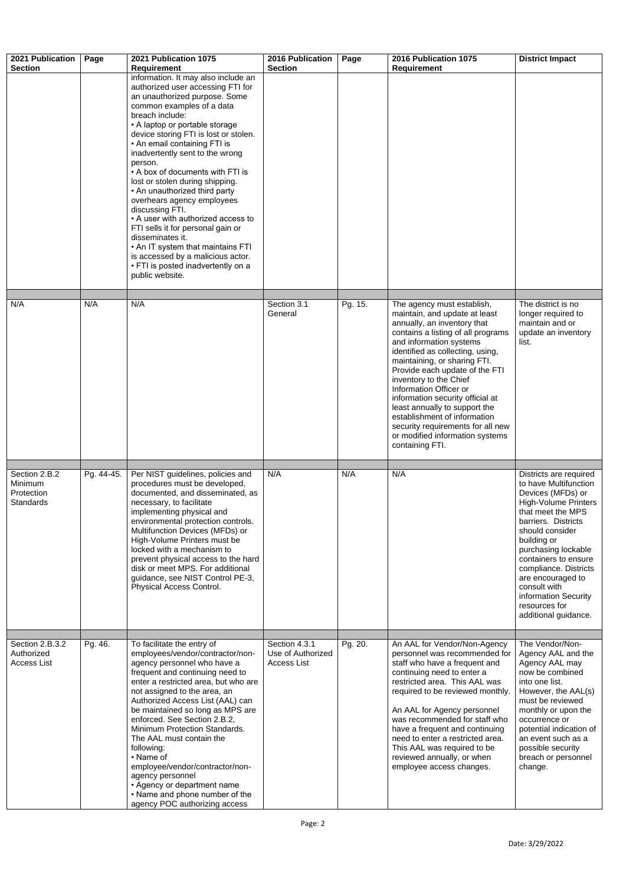| 2021 Publication Section | Page | 2021 Publication 1075 Requirement | 2016 Publication Section | Page | 2016 Publication 1075 Requirement | District Impact |
|---|---|---|---|---|---|---|
| | | information. It may also include an authorized user accessing FTI for an unauthorized purpose. Some common examples of a data breach include: • A laptop or portable storage device storing FTI is lost or stolen. • An email containing FTI is inadvertently sent to the wrong person. • A box of documents with FTI is lost or stolen during shipping. • An unauthorized third party overhears agency employees discussing FTI. • A user with authorized access to FTI sells it for personal gain or disseminates it. • An IT system that maintains FTI is accessed by a malicious actor. • FTI is posted inadvertently on a public website. | | | | |
| | | | | | | |
| N/A | N/A | N/A | Section 3.1 General | Pg. 15. | The agency must establish, maintain, and update at least annually, an inventory that contains a listing of all programs and information systems identified as collecting, using, maintaining, or sharing FTI. Provide each update of the FTI inventory to the Chief Information Officer or information security official at least annually to support the establishment of information security requirements for all new or modified information systems containing FTI. | The district is no longer required to maintain and or update an inventory list. |
| | | | | | | |
| Section 2.B.2 Minimum Protection Standards | Pg. 44-45. | Per NIST guidelines, policies and procedures must be developed, documented, and disseminated, as necessary, to facilitate implementing physical and environmental protection controls. Multifunction Devices (MFDs) or High-Volume Printers must be locked with a mechanism to prevent physical access to the hard disk or meet MPS. For additional guidance, see NIST Control PE-3, Physical Access Control. | N/A | N/A | N/A | Districts are required to have Multifunction Devices (MFDs) or High-Volume Printers that meet the MPS barriers. Districts should consider building or purchasing lockable containers to ensure compliance. Districts are encouraged to consult with information Security resources for additional guidance. |
| | | | | | | |
| Section 2.B.3.2 Authorized Access List | Pg. 46. | To facilitate the entry of employees/vendor/contractor/non-agency personnel who have a frequent and continuing need to enter a restricted area, but who are not assigned to the area, an Authorized Access List (AAL) can be maintained so long as MPS are enforced. See Section 2.B.2, Minimum Protection Standards. The AAL must contain the following: • Name of employee/vendor/contractor/non-agency personnel • Agency or department name • Name and phone number of the agency POC authorizing access | Section 4.3.1 Use of Authorized Access List | Pg. 20. | An AAL for Vendor/Non-Agency personnel was recommended for staff who have a frequent and continuing need to enter a restricted area. This AAL was required to be reviewed monthly. An AAL for Agency personnel was recommended for staff who have a frequent and continuing need to enter a restricted area. This AAL was required to be reviewed annually, or when employee access changes. | The Vendor/Non-Agency AAL and the Agency AAL may now be combined into one list. However, the AAL(s) must be reviewed monthly or upon the occurrence or potential indication of an event such as a possible security breach or personnel change. |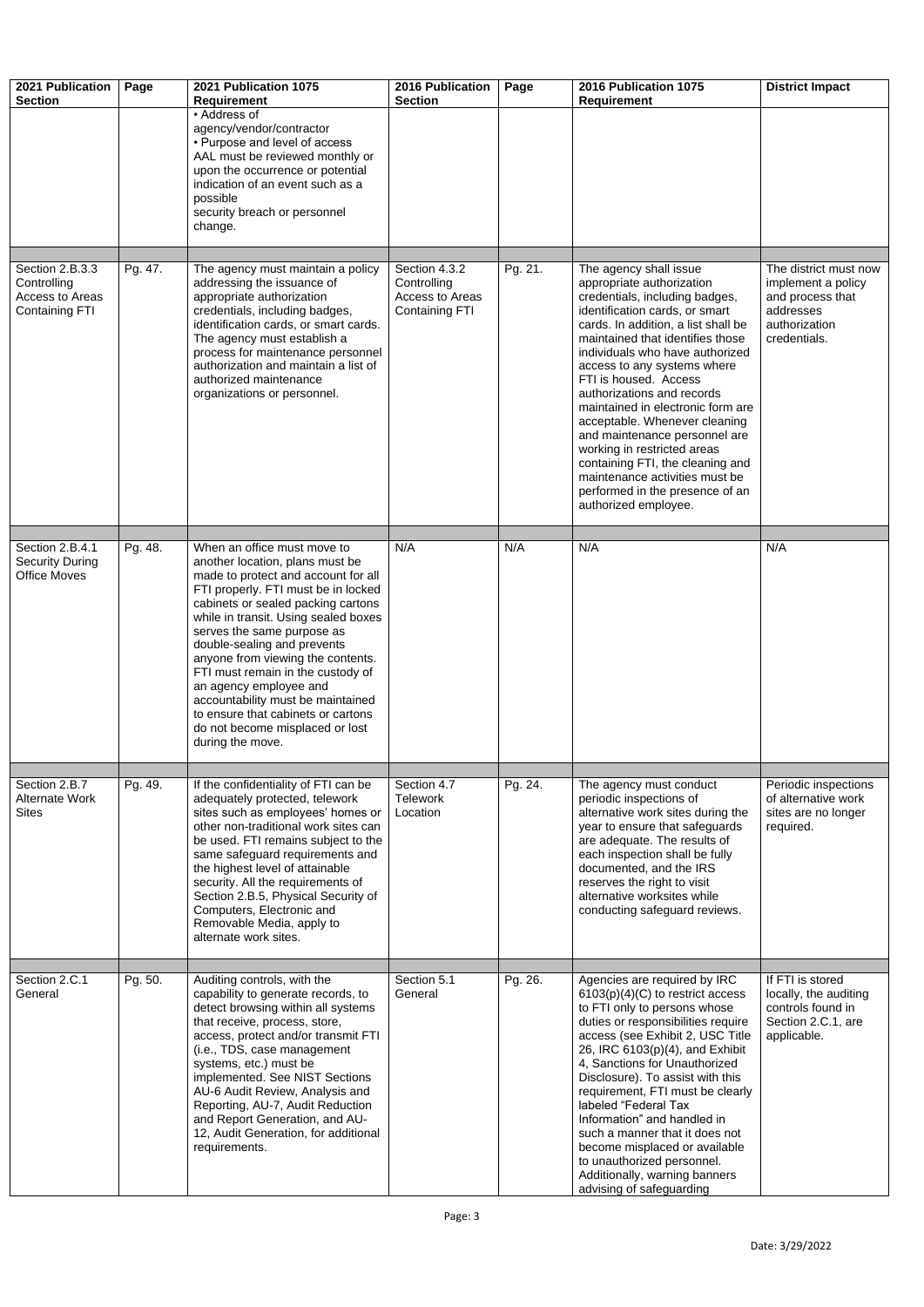| 2021 Publication Section | Page | 2021 Publication 1075 Requirement | 2016 Publication Section | Page | 2016 Publication 1075 Requirement | District Impact |
|---|---|---|---|---|---|---|
| | | • Address of agency/vendor/contractor<br>• Purpose and level of access<br>AAL must be reviewed monthly or upon the occurrence or potential indication of an event such as a possible security breach or personnel change. | | | | |
| Section 2.B.3.3 Controlling Access to Areas Containing FTI | Pg. 47. | The agency must maintain a policy addressing the issuance of appropriate authorization credentials, including badges, identification cards, or smart cards. The agency must establish a process for maintenance personnel authorization and maintain a list of authorized maintenance organizations or personnel. | Section 4.3.2 Controlling Access to Areas Containing FTI | Pg. 21. | The agency shall issue appropriate authorization credentials, including badges, identification cards, or smart cards. In addition, a list shall be maintained that identifies those individuals who have authorized access to any systems where FTI is housed. Access authorizations and records maintained in electronic form are acceptable. Whenever cleaning and maintenance personnel are working in restricted areas containing FTI, the cleaning and maintenance activities must be performed in the presence of an authorized employee. | The district must now implement a policy and process that addresses authorization credentials. |
| Section 2.B.4.1 Security During Office Moves | Pg. 48. | When an office must move to another location, plans must be made to protect and account for all FTI properly. FTI must be in locked cabinets or sealed packing cartons while in transit. Using sealed boxes serves the same purpose as double-sealing and prevents anyone from viewing the contents. FTI must remain in the custody of an agency employee and accountability must be maintained to ensure that cabinets or cartons do not become misplaced or lost during the move. | N/A | N/A | N/A | N/A |
| Section 2.B.7 Alternate Work Sites | Pg. 49. | If the confidentiality of FTI can be adequately protected, telework sites such as employees' homes or other non-traditional work sites can be used. FTI remains subject to the same safeguard requirements and the highest level of attainable security. All the requirements of Section 2.B.5, Physical Security of Computers, Electronic and Removable Media, apply to alternate work sites. | Section 4.7 Telework Location | Pg. 24. | The agency must conduct periodic inspections of alternative work sites during the year to ensure that safeguards are adequate. The results of each inspection shall be fully documented, and the IRS reserves the right to visit alternative worksites while conducting safeguard reviews. | Periodic inspections of alternative work sites are no longer required. |
| Section 2.C.1 General | Pg. 50. | Auditing controls, with the capability to generate records, to detect browsing within all systems that receive, process, store, access, protect and/or transmit FTI (i.e., TDS, case management systems, etc.) must be implemented. See NIST Sections AU-6 Audit Review, Analysis and Reporting, AU-7, Audit Reduction and Report Generation, and AU-12, Audit Generation, for additional requirements. | Section 5.1 General | Pg. 26. | Agencies are required by IRC 6103(p)(4)(C) to restrict access to FTI only to persons whose duties or responsibilities require access (see Exhibit 2, USC Title 26, IRC 6103(p)(4), and Exhibit 4, Sanctions for Unauthorized Disclosure). To assist with this requirement, FTI must be clearly labeled "Federal Tax Information" and handled in such a manner that it does not become misplaced or available to unauthorized personnel. Additionally, warning banners advising of safeguarding | If FTI is stored locally, the auditing controls found in Section 2.C.1, are applicable. |

Date: 3/29/2022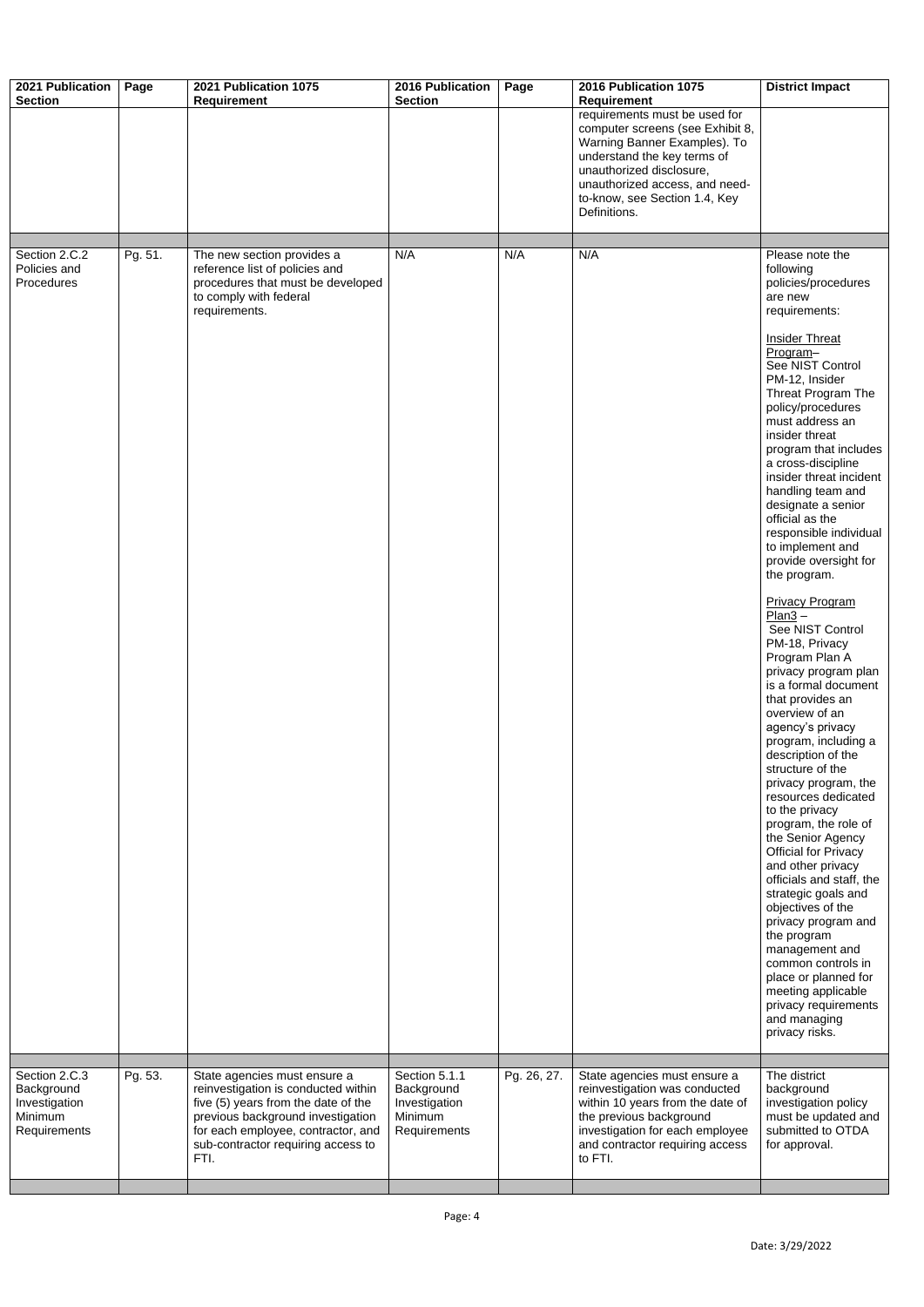| 2021 Publication Section | Page | 2021 Publication 1075 Requirement | 2016 Publication Section | Page | 2016 Publication 1075 Requirement | District Impact |
|---|---|---|---|---|---|---|
| | | | | | requirements must be used for computer screens (see Exhibit 8, Warning Banner Examples). To understand the key terms of unauthorized disclosure, unauthorized access, and need-to-know, see Section 1.4, Key Definitions. | |
| | | | | | | |
| Section 2.C.2 Policies and Procedures | Pg. 51. | The new section provides a reference list of policies and procedures that must be developed to comply with federal requirements. | N/A | N/A | N/A | Please note the following policies/procedures are new requirements:<br><br><u>Insider Threat Program</u>– See NIST Control PM-12, Insider Threat Program The policy/procedures must address an insider threat program that includes a cross-discipline insider threat incident handling team and designate a senior official as the responsible individual to implement and provide oversight for the program.<br><br><u>Privacy Program Plan3</u> – See NIST Control PM-18, Privacy Program Plan A privacy program plan is a formal document that provides an overview of an agency's privacy program, including a description of the structure of the privacy program, the resources dedicated to the privacy program, the role of the Senior Agency Official for Privacy and other privacy officials and staff, the strategic goals and objectives of the privacy program and the program management and common controls in place or planned for meeting applicable privacy requirements and managing privacy risks. |
| | | | | | | |
| Section 2.C.3 Background Investigation Minimum Requirements | Pg. 53. | State agencies must ensure a reinvestigation is conducted within five (5) years from the date of the previous background investigation for each employee, contractor, and sub-contractor requiring access to FTI. | Section 5.1.1 Background Investigation Minimum Requirements | Pg. 26, 27. | State agencies must ensure a reinvestigation was conducted within 10 years from the date of the previous background investigation for each employee and contractor requiring access to FTI. | The district background investigation policy must be updated and submitted to OTDA for approval. |
| | | | | | | |

Date: 3/29/2022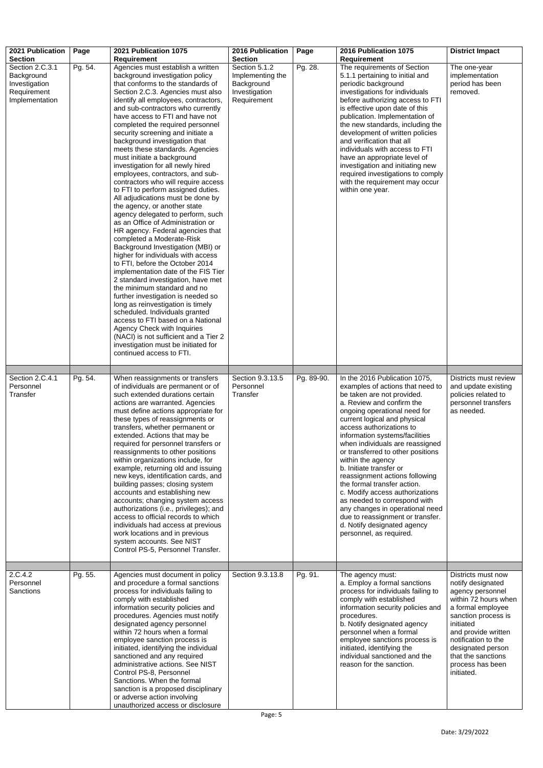| 2021 Publication Section | Page | 2021 Publication 1075 Requirement | 2016 Publication Section | Page | 2016 Publication 1075 Requirement | District Impact |
|---|---|---|---|---|---|---|
| Section 2.C.3.1 Background Investigation Requirement Implementation | Pg. 54. | Agencies must establish a written background investigation policy that conforms to the standards of Section 2.C.3. Agencies must also identify all employees, contractors, and sub-contractors who currently have access to FTI and have not completed the required personnel security screening and initiate a background investigation that meets these standards. Agencies must initiate a background investigation for all newly hired employees, contractors, and sub-contractors who will require access to FTI to perform assigned duties. All adjudications must be done by the agency, or another state agency delegated to perform, such as an Office of Administration or HR agency. Federal agencies that completed a Moderate-Risk Background Investigation (MBI) or higher for individuals with access to FTI, before the October 2014 implementation date of the FIS Tier 2 standard investigation, have met the minimum standard and no further investigation is needed so long as reinvestigation is timely scheduled. Individuals granted access to FTI based on a National Agency Check with Inquiries (NACI) is not sufficient and a Tier 2 investigation must be initiated for continued access to FTI. | Section 5.1.2 Implementing the Background Investigation Requirement | Pg. 28. | The requirements of Section 5.1.1 pertaining to initial and periodic background investigations for individuals before authorizing access to FTI is effective upon date of this publication. Implementation of the new standards, including the development of written policies and verification that all individuals with access to FTI have an appropriate level of investigation and initiating new required investigations to comply with the requirement may occur within one year. | The one-year implementation period has been removed. |
| | | | | | | |
| Section 2.C.4.1 Personnel Transfer | Pg. 54. | When reassignments or transfers of individuals are permanent or of such extended durations certain actions are warranted. Agencies must define actions appropriate for these types of reassignments or transfers, whether permanent or extended. Actions that may be required for personnel transfers or reassignments to other positions within organizations include, for example, returning old and issuing new keys, identification cards, and building passes; closing system accounts and establishing new accounts; changing system access authorizations (i.e., privileges); and access to official records to which individuals had access at previous work locations and in previous system accounts. See NIST Control PS-5, Personnel Transfer. | Section 9.3.13.5 Personnel Transfer | Pg. 89-90. | In the 2016 Publication 1075, examples of actions that need to be taken are not provided.<br>a. Review and confirm the ongoing operational need for current logical and physical access authorizations to information systems/facilities when individuals are reassigned or transferred to other positions within the agency<br>b. Initiate transfer or reassignment actions following the formal transfer action.<br>c. Modify access authorizations as needed to correspond with any changes in operational need due to reassignment or transfer.<br>d. Notify designated agency personnel, as required. | Districts must review and update existing policies related to personnel transfers as needed. |
| | | | | | | |
| 2.C.4.2 Personnel Sanctions | Pg. 55. | Agencies must document in policy and procedure a formal sanctions process for individuals failing to comply with established information security policies and procedures. Agencies must notify designated agency personnel within 72 hours when a formal employee sanction process is initiated, identifying the individual sanctioned and any required administrative actions. See NIST Control PS-8, Personnel Sanctions. When the formal sanction is a proposed disciplinary or adverse action involving unauthorized access or disclosure | Section 9.3.13.8 | Pg. 91. | The agency must:<br>a. Employ a formal sanctions process for individuals failing to comply with established information security policies and procedures.<br>b. Notify designated agency personnel when a formal employee sanctions process is initiated, identifying the individual sanctioned and the reason for the sanction. | Districts must now notify designated agency personnel within 72 hours when a formal employee sanction process is initiated and provide written notification to the designated person that the sanctions process has been initiated. |

Date: 3/29/2022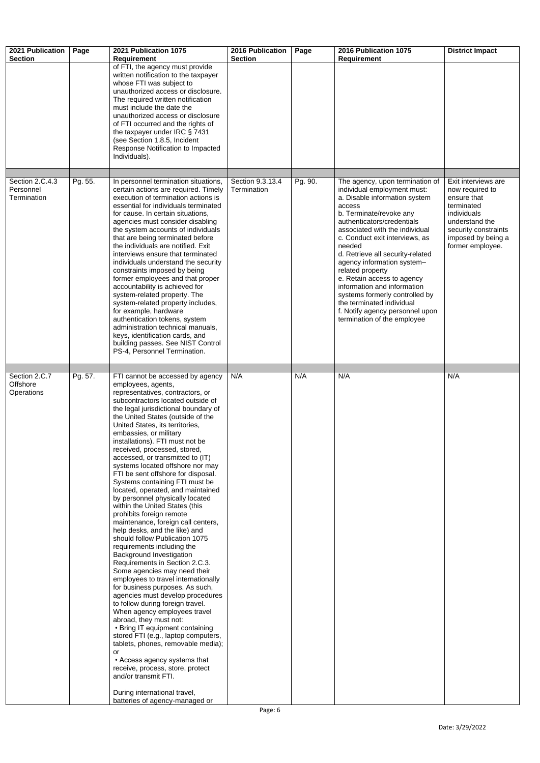| 2021 Publication Section | Page | 2021 Publication 1075 Requirement | 2016 Publication Section | Page | 2016 Publication 1075 Requirement | District Impact |
|---|---|---|---|---|---|---|
| | | of FTI, the agency must provide written notification to the taxpayer whose FTI was subject to unauthorized access or disclosure. The required written notification must include the date the unauthorized access or disclosure of FTI occurred and the rights of the taxpayer under IRC § 7431 (see Section 1.8.5, Incident Response Notification to Impacted Individuals). | | | | |
| | | | | | | |
| Section 2.C.4.3 Personnel Termination | Pg. 55. | In personnel termination situations, certain actions are required. Timely execution of termination actions is essential for individuals terminated for cause. In certain situations, agencies must consider disabling the system accounts of individuals that are being terminated before the individuals are notified. Exit interviews ensure that terminated individuals understand the security constraints imposed by being former employees and that proper accountability is achieved for system-related property. The system-related property includes, for example, hardware authentication tokens, system administration technical manuals, keys, identification cards, and building passes. See NIST Control PS-4, Personnel Termination. | Section 9.3.13.4 Termination | Pg. 90. | The agency, upon termination of individual employment must:<br>a. Disable information system access<br>b. Terminate/revoke any authenticators/credentials associated with the individual<br>c. Conduct exit interviews, as needed<br>d. Retrieve all security-related agency information system–related property<br>e. Retain access to agency information and information systems formerly controlled by the terminated individual<br>f. Notify agency personnel upon termination of the employee | Exit interviews are now required to ensure that terminated individuals understand the security constraints imposed by being a former employee. |
| | | | | | | |
| Section 2.C.7 Offshore Operations | Pg. 57. | FTI cannot be accessed by agency employees, agents, representatives, contractors, or subcontractors located outside of the legal jurisdictional boundary of the United States (outside of the United States, its territories, embassies, or military installations). FTI must not be received, processed, stored, accessed, or transmitted to (IT) systems located offshore nor may FTI be sent offshore for disposal. Systems containing FTI must be located, operated, and maintained by personnel physically located within the United States (this prohibits foreign remote maintenance, foreign call centers, help desks, and the like) and should follow Publication 1075 requirements including the Background Investigation Requirements in Section 2.C.3. Some agencies may need their employees to travel internationally for business purposes. As such, agencies must develop procedures to follow during foreign travel. When agency employees travel abroad, they must not:<br>• Bring IT equipment containing stored FTI (e.g., laptop computers, tablets, phones, removable media); or<br>• Access agency systems that receive, process, store, protect and/or transmit FTI.<br><br>During international travel, batteries of agency-managed or | N/A | N/A | N/A | N/A |

Date: 3/29/2022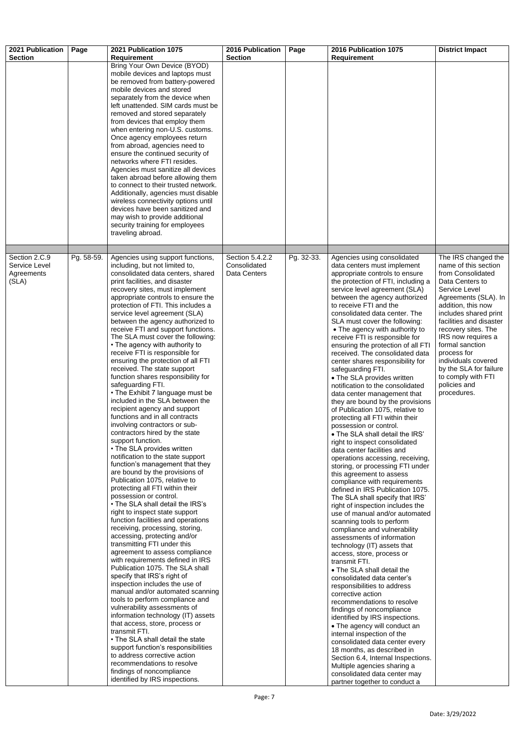| 2021 Publication Section | Page | 2021 Publication 1075 Requirement | 2016 Publication Section | Page | 2016 Publication 1075 Requirement | District Impact |
|---|---|---|---|---|---|---|
| | | Bring Your Own Device (BYOD) mobile devices and laptops must be removed from battery-powered mobile devices and stored separately from the device when left unattended. SIM cards must be removed and stored separately from devices that employ them when entering non-U.S. customs. Once agency employees return from abroad, agencies need to ensure the continued security of networks where FTI resides. Agencies must sanitize all devices taken abroad before allowing them to connect to their trusted network. Additionally, agencies must disable wireless connectivity options until devices have been sanitized and may wish to provide additional security training for employees traveling abroad. | | | | |
| | | | | | | |
| Section 2.C.9 Service Level Agreements (SLA) | Pg. 58-59. | Agencies using support functions, including, but not limited to, consolidated data centers, shared print facilities, and disaster recovery sites, must implement appropriate controls to ensure the protection of FTI. This includes a service level agreement (SLA) between the agency authorized to receive FTI and support functions. The SLA must cover the following:<br>• The agency with authority to receive FTI is responsible for ensuring the protection of all FTI received. The state support function shares responsibility for safeguarding FTI.<br>• The Exhibit 7 language must be included in the SLA between the recipient agency and support functions and in all contracts involving contractors or sub-contractors hired by the state support function.<br>• The SLA provides written notification to the state support function's management that they are bound by the provisions of Publication 1075, relative to protecting all FTI within their possession or control.<br>• The SLA shall detail the IRS's right to inspect state support function facilities and operations receiving, processing, storing, accessing, protecting and/or transmitting FTI under this agreement to assess compliance with requirements defined in IRS Publication 1075. The SLA shall specify that IRS's right of inspection includes the use of manual and/or automated scanning tools to perform compliance and vulnerability assessments of information technology (IT) assets that access, store, process or transmit FTI.<br>• The SLA shall detail the state support function's responsibilities to address corrective action recommendations to resolve findings of noncompliance identified by IRS inspections. | Section 5.4.2.2 Consolidated Data Centers | Pg. 32-33. | Agencies using consolidated data centers must implement appropriate controls to ensure the protection of FTI, including a service level agreement (SLA) between the agency authorized to receive FTI and the consolidated data center. The SLA must cover the following:<br>• The agency with authority to receive FTI is responsible for ensuring the protection of all FTI received. The consolidated data center shares responsibility for safeguarding FTI.<br>• The SLA provides written notification to the consolidated data center management that they are bound by the provisions of Publication 1075, relative to protecting all FTI within their possession or control.<br>• The SLA shall detail the IRS' right to inspect consolidated data center facilities and operations accessing, receiving, storing, or processing FTI under this agreement to assess compliance with requirements defined in IRS Publication 1075. The SLA shall specify that IRS' right of inspection includes the use of manual and/or automated scanning tools to perform compliance and vulnerability assessments of information technology (IT) assets that access, store, process or transmit FTI.<br>• The SLA shall detail the consolidated data center's responsibilities to address corrective action recommendations to resolve findings of noncompliance identified by IRS inspections.<br>• The agency will conduct an internal inspection of the consolidated data center every 18 months, as described in Section 6.4, Internal Inspections. Multiple agencies sharing a consolidated data center may partner together to conduct a | The IRS changed the name of this section from Consolidated Data Centers to Service Level Agreements (SLA). In addition, this now includes shared print facilities and disaster recovery sites. The IRS now requires a formal sanction process for individuals covered by the SLA for failure to comply with FTI policies and procedures. |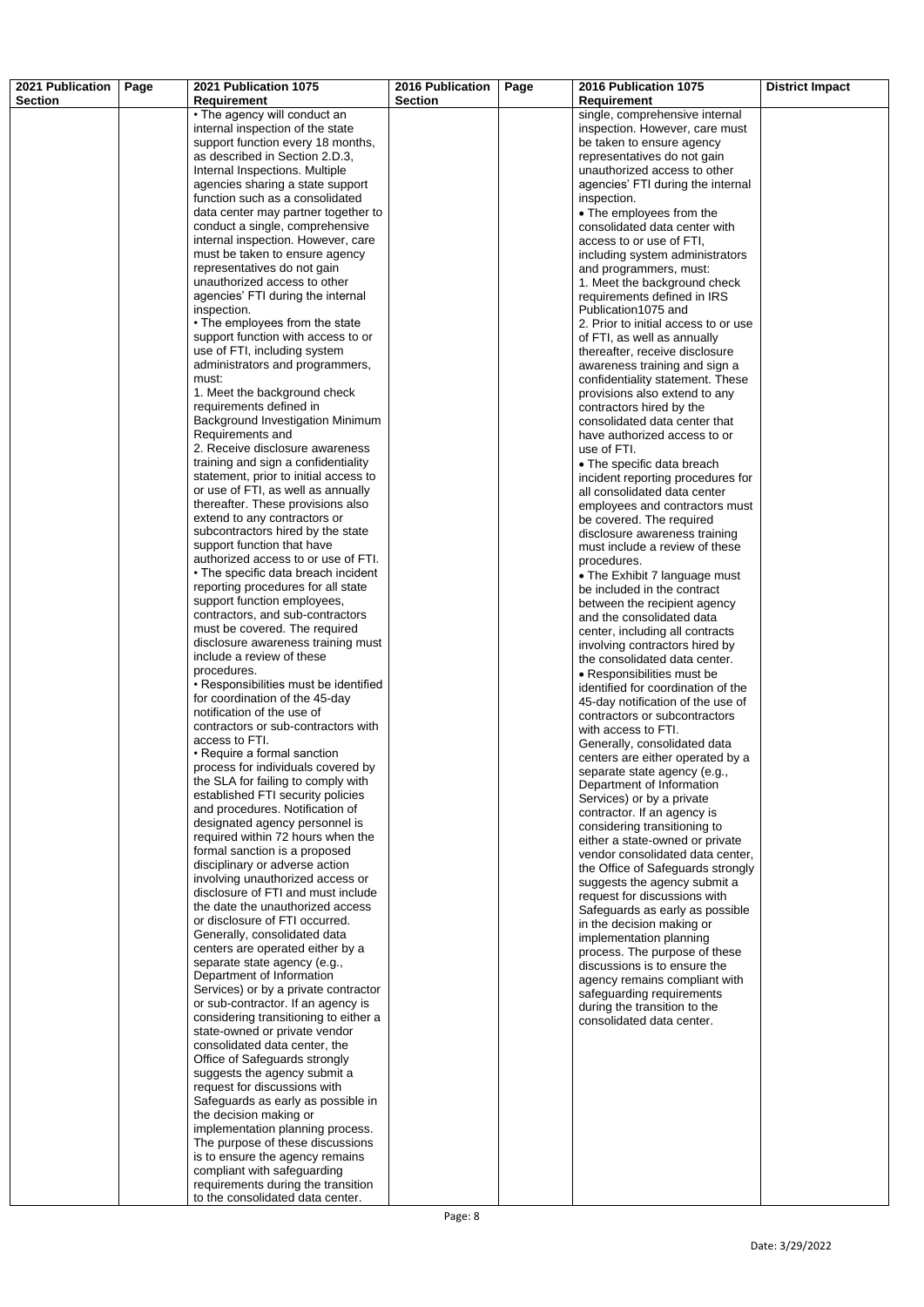| 2021 Publication Section | Page | 2021 Publication 1075 Requirement | 2016 Publication Section | Page | 2016 Publication 1075 Requirement | District Impact |
|---|---|---|---|---|---|---|
| | | • The agency will conduct an internal inspection of the state support function every 18 months, as described in Section 2.D.3, Internal Inspections. Multiple agencies sharing a state support function such as a consolidated data center may partner together to conduct a single, comprehensive internal inspection. However, care must be taken to ensure agency representatives do not gain unauthorized access to other agencies' FTI during the internal inspection.<br>• The employees from the state support function with access to or use of FTI, including system administrators and programmers, must:<br>1. Meet the background check requirements defined in Background Investigation Minimum Requirements and<br>2. Receive disclosure awareness training and sign a confidentiality statement, prior to initial access to or use of FTI, as well as annually thereafter. These provisions also extend to any contractors or subcontractors hired by the state support function that have authorized access to or use of FTI.<br>• The specific data breach incident reporting procedures for all state support function employees, contractors, and sub-contractors must be covered. The required disclosure awareness training must include a review of these procedures.<br>• Responsibilities must be identified for coordination of the 45-day notification of the use of contractors or sub-contractors with access to FTI.<br>• Require a formal sanction process for individuals covered by the SLA for failing to comply with established FTI security policies and procedures. Notification of designated agency personnel is required within 72 hours when the formal sanction is a proposed disciplinary or adverse action involving unauthorized access or disclosure of FTI and must include the date the unauthorized access or disclosure of FTI occurred.<br>Generally, consolidated data centers are operated either by a separate state agency (e.g., Department of Information Services) or by a private contractor or sub-contractor. If an agency is considering transitioning to either a state-owned or private vendor consolidated data center, the Office of Safeguards strongly suggests the agency submit a request for discussions with Safeguards as early as possible in the decision making or implementation planning process. The purpose of these discussions is to ensure the agency remains compliant with safeguarding requirements during the transition to the consolidated data center. | | | single, comprehensive internal inspection. However, care must be taken to ensure agency representatives do not gain unauthorized access to other agencies' FTI during the internal inspection.<br>• The employees from the consolidated data center with access to or use of FTI, including system administrators and programmers, must:<br>1. Meet the background check requirements defined in IRS Publication1075 and<br>2. Prior to initial access to or use of FTI, as well as annually thereafter, receive disclosure awareness training and sign a confidentiality statement. These provisions also extend to any contractors hired by the consolidated data center that have authorized access to or use of FTI.<br>• The specific data breach incident reporting procedures for all consolidated data center employees and contractors must be covered. The required disclosure awareness training must include a review of these procedures.<br>• The Exhibit 7 language must be included in the contract between the recipient agency and the consolidated data center, including all contracts involving contractors hired by the consolidated data center.<br>• Responsibilities must be identified for coordination of the 45-day notification of the use of contractors or subcontractors with access to FTI.<br>Generally, consolidated data centers are either operated by a separate state agency (e.g., Department of Information Services) or by a private contractor. If an agency is considering transitioning to either a state-owned or private vendor consolidated data center, the Office of Safeguards strongly suggests the agency submit a request for discussions with Safeguards as early as possible in the decision making or implementation planning process. The purpose of these discussions is to ensure the agency remains compliant with safeguarding requirements during the transition to the consolidated data center. | |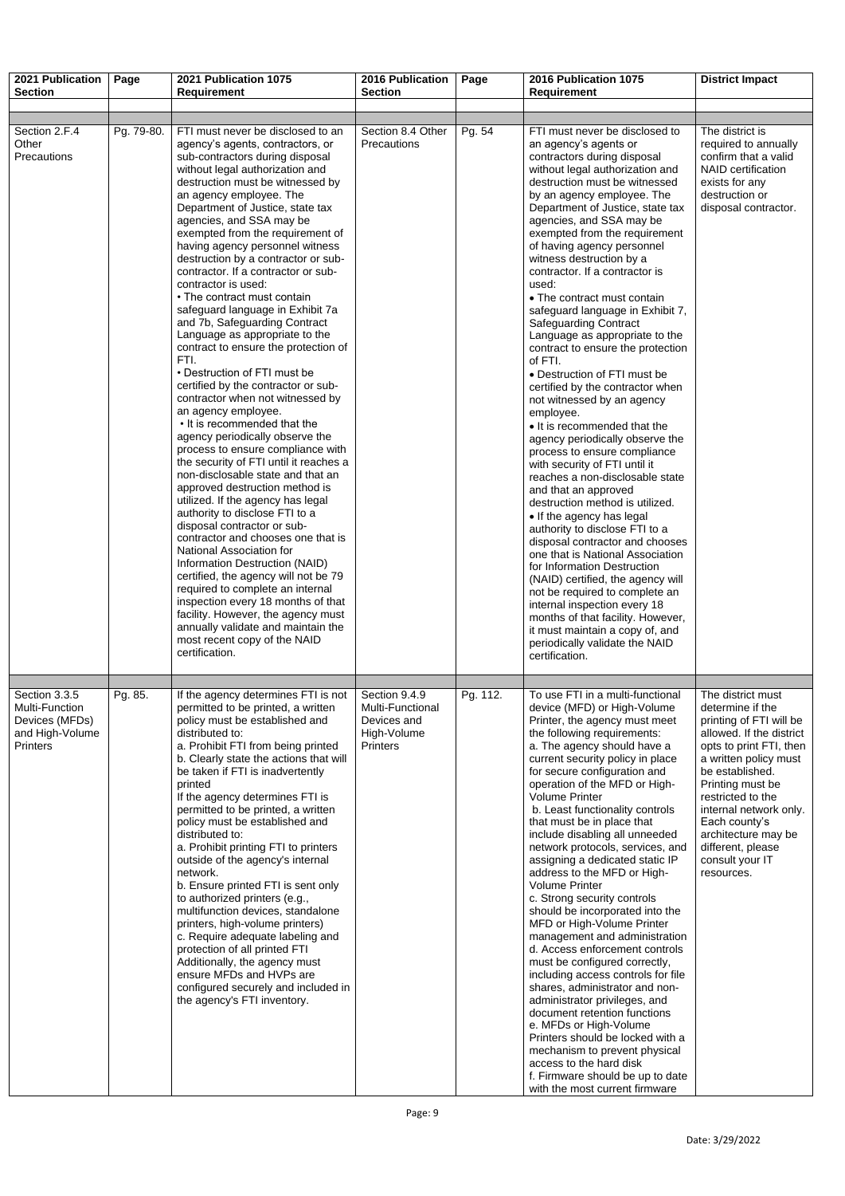| 2021 Publication Section | Page | 2021 Publication 1075 Requirement | 2016 Publication Section | Page | 2016 Publication 1075 Requirement | District Impact |
|---|---|---|---|---|---|---|
| | | | | | | |
| | | | | | | |
| Section 2.F.4 Other Precautions | Pg. 79-80. | FTI must never be disclosed to an agency's agents, contractors, or sub-contractors during disposal without legal authorization and destruction must be witnessed by an agency employee. The Department of Justice, state tax agencies, and SSA may be exempted from the requirement of having agency personnel witness destruction by a contractor or sub-contractor. If a contractor or sub-contractor is used:<br>• The contract must contain safeguard language in Exhibit 7a and 7b, Safeguarding Contract Language as appropriate to the contract to ensure the protection of FTI.<br>• Destruction of FTI must be certified by the contractor or sub-contractor when not witnessed by an agency employee.<br>• It is recommended that the agency periodically observe the process to ensure compliance with the security of FTI until it reaches a non-disclosable state and that an approved destruction method is utilized. If the agency has legal authority to disclose FTI to a disposal contractor or sub-contractor and chooses one that is National Association for Information Destruction (NAID) certified, the agency will not be 79 required to complete an internal inspection every 18 months of that facility. However, the agency must annually validate and maintain the most recent copy of the NAID certification. | Section 8.4 Other Precautions | Pg. 54 | FTI must never be disclosed to an agency's agents or contractors during disposal without legal authorization and destruction must be witnessed by an agency employee. The Department of Justice, state tax agencies, and SSA may be exempted from the requirement of having agency personnel witness destruction by a contractor. If a contractor is used:<br>• The contract must contain safeguard language in Exhibit 7, Safeguarding Contract Language as appropriate to the contract to ensure the protection of FTI.<br>• Destruction of FTI must be certified by the contractor when not witnessed by an agency employee.<br>• It is recommended that the agency periodically observe the process to ensure compliance with security of FTI until it reaches a non-disclosable state and that an approved destruction method is utilized.<br>• If the agency has legal authority to disclose FTI to a disposal contractor and chooses one that is National Association for Information Destruction (NAID) certified, the agency will not be required to complete an internal inspection every 18 months of that facility. However, it must maintain a copy of, and periodically validate the NAID certification. | The district is required to annually confirm that a valid NAID certification exists for any destruction or disposal contractor. |
| | | | | | | |
| Section 3.3.5 Multi-Function Devices (MFDs) and High-Volume Printers | Pg. 85. | If the agency determines FTI is not permitted to be printed, a written policy must be established and distributed to:<br>a. Prohibit FTI from being printed<br>b. Clearly state the actions that will be taken if FTI is inadvertently printed<br>If the agency determines FTI is permitted to be printed, a written policy must be established and distributed to:<br>a. Prohibit printing FTI to printers outside of the agency's internal network.<br>b. Ensure printed FTI is sent only to authorized printers (e.g., multifunction devices, standalone printers, high-volume printers)<br>c. Require adequate labeling and protection of all printed FTI<br>Additionally, the agency must ensure MFDs and HVPs are configured securely and included in the agency's FTI inventory. | Section 9.4.9 Multi-Functional Devices and High-Volume Printers | Pg. 112. | To use FTI in a multi-functional device (MFD) or High-Volume Printer, the agency must meet the following requirements:<br>a. The agency should have a current security policy in place for secure configuration and operation of the MFD or High-Volume Printer<br>b. Least functionality controls that must be in place that include disabling all unneeded network protocols, services, and assigning a dedicated static IP address to the MFD or High-Volume Printer<br>c. Strong security controls should be incorporated into the MFD or High-Volume Printer management and administration<br>d. Access enforcement controls must be configured correctly, including access controls for file shares, administrator and non-administrator privileges, and document retention functions<br>e. MFDs or High-Volume Printers should be locked with a mechanism to prevent physical access to the hard disk<br>f. Firmware should be up to date with the most current firmware | The district must determine if the printing of FTI will be allowed. If the district opts to print FTI, then a written policy must be established. Printing must be restricted to the internal network only. Each county's architecture may be different, please consult your IT resources. |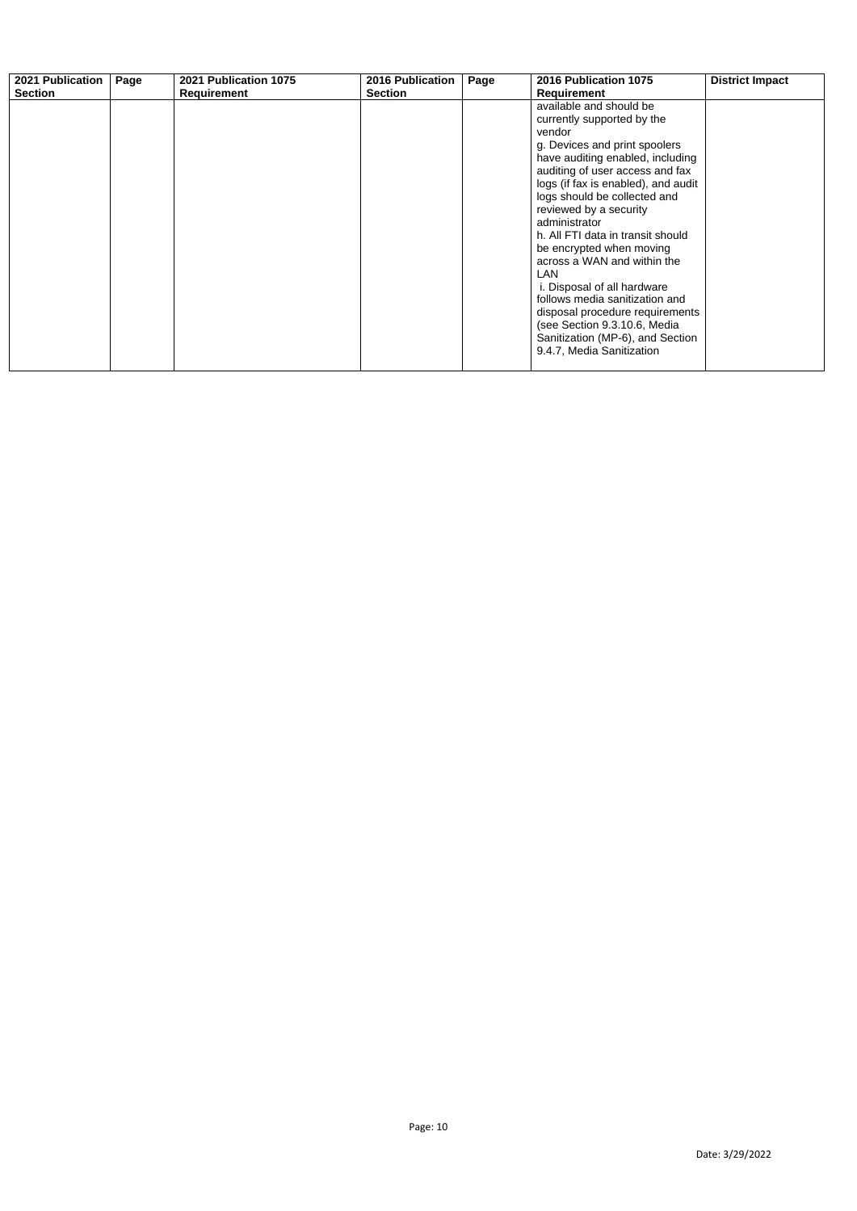| 2021 Publication Section | Page | 2021 Publication 1075 Requirement | 2016 Publication Section | Page | 2016 Publication 1075 Requirement | District Impact |
|---|---|---|---|---|---|---|
| | | | | | available and should be currently supported by the vendor<br>g. Devices and print spoolers have auditing enabled, including auditing of user access and fax logs (if fax is enabled), and audit logs should be collected and reviewed by a security administrator<br>h. All FTI data in transit should be encrypted when moving across a WAN and within the LAN<br>i. Disposal of all hardware follows media sanitization and disposal procedure requirements (see Section 9.3.10.6, Media Sanitization (MP-6), and Section 9.4.7, Media Sanitization | |

Date: 3/29/2022